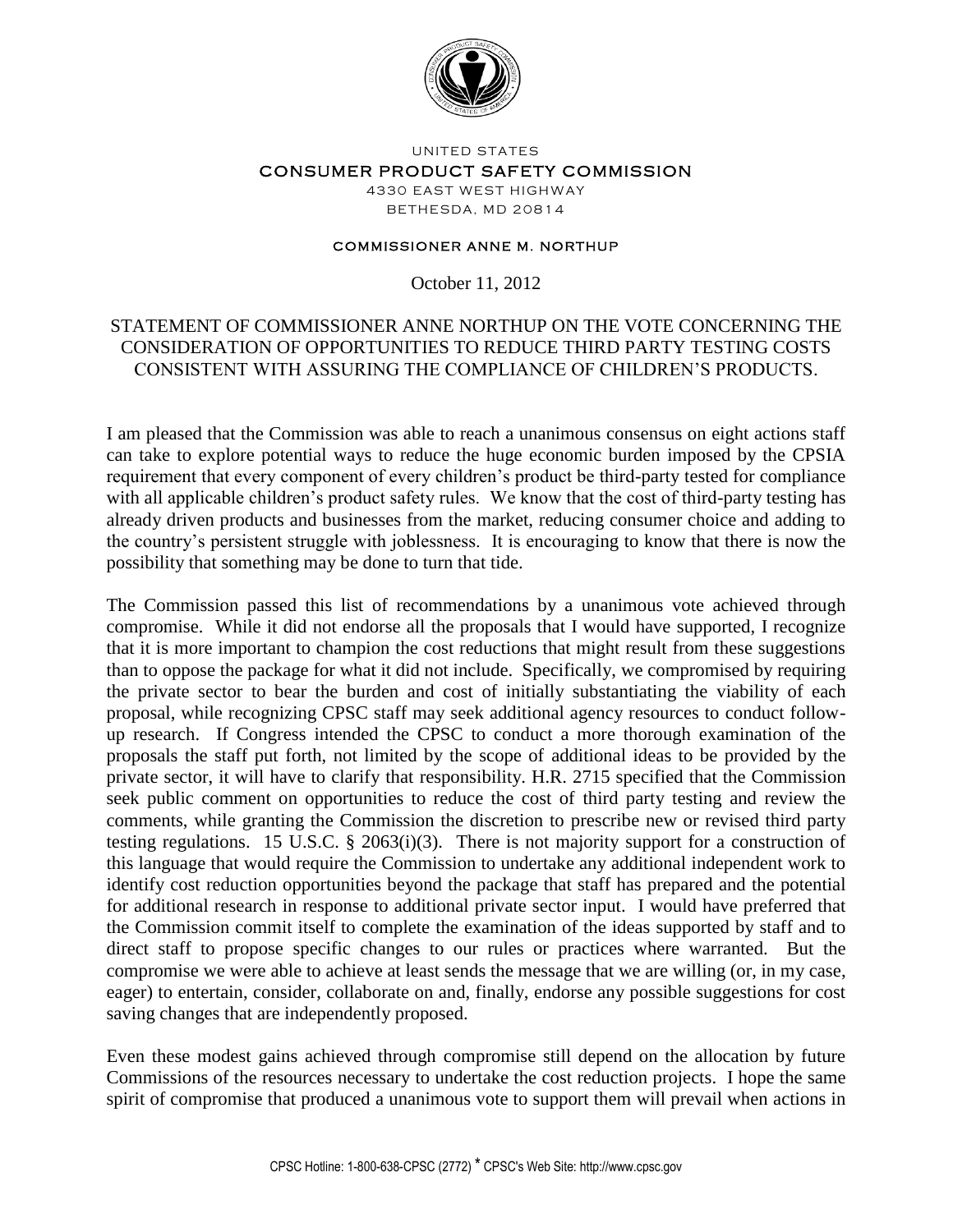UNITED STATES

CONSUMER PRODUCT SAFETY COMMISSION

4330 EAST WEST HIGHWAY

BETHESDA, MD 20814

COMMISSIONER ANNE M. NORTHUP

October 11, 2012

# STATEMENT OF COMMISSIONER ANNE NORTHUP ON THE VOTE CONCERNING THE CONSIDERATION OF OPPORTUNITIES TO REDUCE THIRD PARTY TESTING COSTS CONSISTENT WITH ASSURING THE COMPLIANCE OF CHILDREN'S PRODUCTS.

I am pleased that the Commission was able to reach a unanimous consensus on eight actions staff can take to explore potential ways to reduce the huge economic burden imposed by the CPSIA requirement that every component of every children's product be third-party tested for compliance with all applicable children's product safety rules. We know that the cost of third-party testing has already driven products and businesses from the market, reducing consumer choice and adding to the country's persistent struggle with joblessness. It is encouraging to know that there is now the possibility that something may be done to turn that tide.

The Commission passed this list of recommendations by a unanimous vote achieved through compromise. While it did not endorse all the proposals that I would have supported, I recognize that it is more important to champion the cost reductions that might result from these suggestions than to oppose the package for what it did not include. Specifically, we compromised by requiring the private sector to bear the burden and cost of initially substantiating the viability of each proposal, while recognizing CPSC staff may seek additional agency resources to conduct follow-up research. If Congress intended the CPSC to conduct a more thorough examination of the proposals the staff put forth, not limited by the scope of additional ideas to be provided by the private sector, it will have to clarify that responsibility. H.R. 2715 specified that the Commission seek public comment on opportunities to reduce the cost of third party testing and review the comments, while granting the Commission the discretion to prescribe new or revised third party testing regulations. 15 U.S.C. § 2063(i)(3). There is not majority support for a construction of this language that would require the Commission to undertake any additional independent work to identify cost reduction opportunities beyond the package that staff has prepared and the potential for additional research in response to additional private sector input. I would have preferred that the Commission commit itself to complete the examination of the ideas supported by staff and to direct staff to propose specific changes to our rules or practices where warranted. But the compromise we were able to achieve at least sends the message that we are willing (or, in my case, eager) to entertain, consider, collaborate on and, finally, endorse any possible suggestions for cost saving changes that are independently proposed.

Even these modest gains achieved through compromise still depend on the allocation by future Commissions of the resources necessary to undertake the cost reduction projects. I hope the same spirit of compromise that produced a unanimous vote to support them will prevail when actions in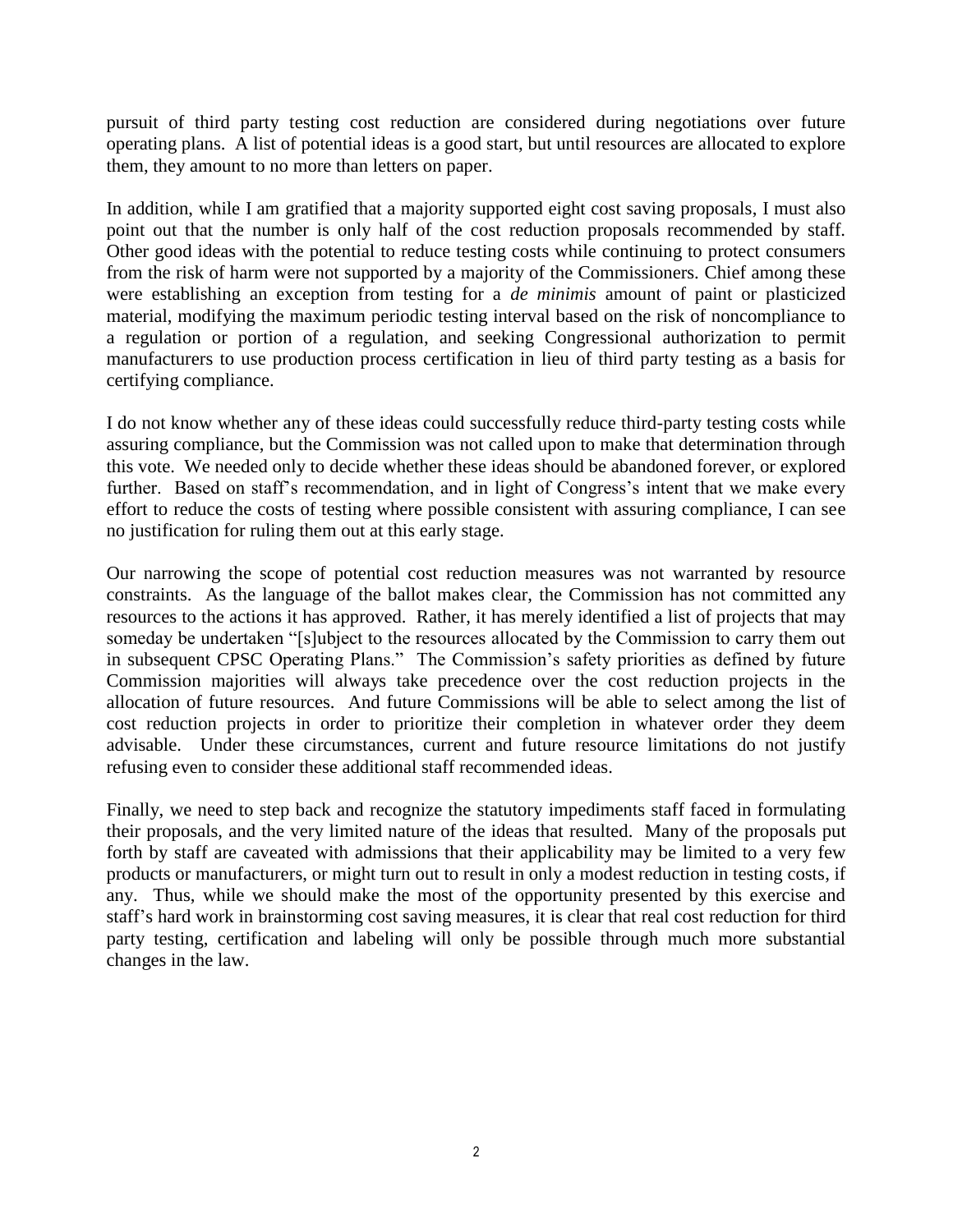pursuit of third party testing cost reduction are considered during negotiations over future operating plans. A list of potential ideas is a good start, but until resources are allocated to explore them, they amount to no more than letters on paper.

In addition, while I am gratified that a majority supported eight cost saving proposals, I must also point out that the number is only half of the cost reduction proposals recommended by staff. Other good ideas with the potential to reduce testing costs while continuing to protect consumers from the risk of harm were not supported by a majority of the Commissioners. Chief among these were establishing an exception from testing for a *de minimis* amount of paint or plasticized material, modifying the maximum periodic testing interval based on the risk of noncompliance to a regulation or portion of a regulation, and seeking Congressional authorization to permit manufacturers to use production process certification in lieu of third party testing as a basis for certifying compliance.

I do not know whether any of these ideas could successfully reduce third-party testing costs while assuring compliance, but the Commission was not called upon to make that determination through this vote. We needed only to decide whether these ideas should be abandoned forever, or explored further. Based on staff's recommendation, and in light of Congress's intent that we make every effort to reduce the costs of testing where possible consistent with assuring compliance, I can see no justification for ruling them out at this early stage.

Our narrowing the scope of potential cost reduction measures was not warranted by resource constraints. As the language of the ballot makes clear, the Commission has not committed any resources to the actions it has approved. Rather, it has merely identified a list of projects that may someday be undertaken "[s]ubject to the resources allocated by the Commission to carry them out in subsequent CPSC Operating Plans." The Commission's safety priorities as defined by future Commission majorities will always take precedence over the cost reduction projects in the allocation of future resources. And future Commissions will be able to select among the list of cost reduction projects in order to prioritize their completion in whatever order they deem advisable. Under these circumstances, current and future resource limitations do not justify refusing even to consider these additional staff recommended ideas.

Finally, we need to step back and recognize the statutory impediments staff faced in formulating their proposals, and the very limited nature of the ideas that resulted. Many of the proposals put forth by staff are caveated with admissions that their applicability may be limited to a very few products or manufacturers, or might turn out to result in only a modest reduction in testing costs, if any. Thus, while we should make the most of the opportunity presented by this exercise and staff's hard work in brainstorming cost saving measures, it is clear that real cost reduction for third party testing, certification and labeling will only be possible through much more substantial changes in the law.